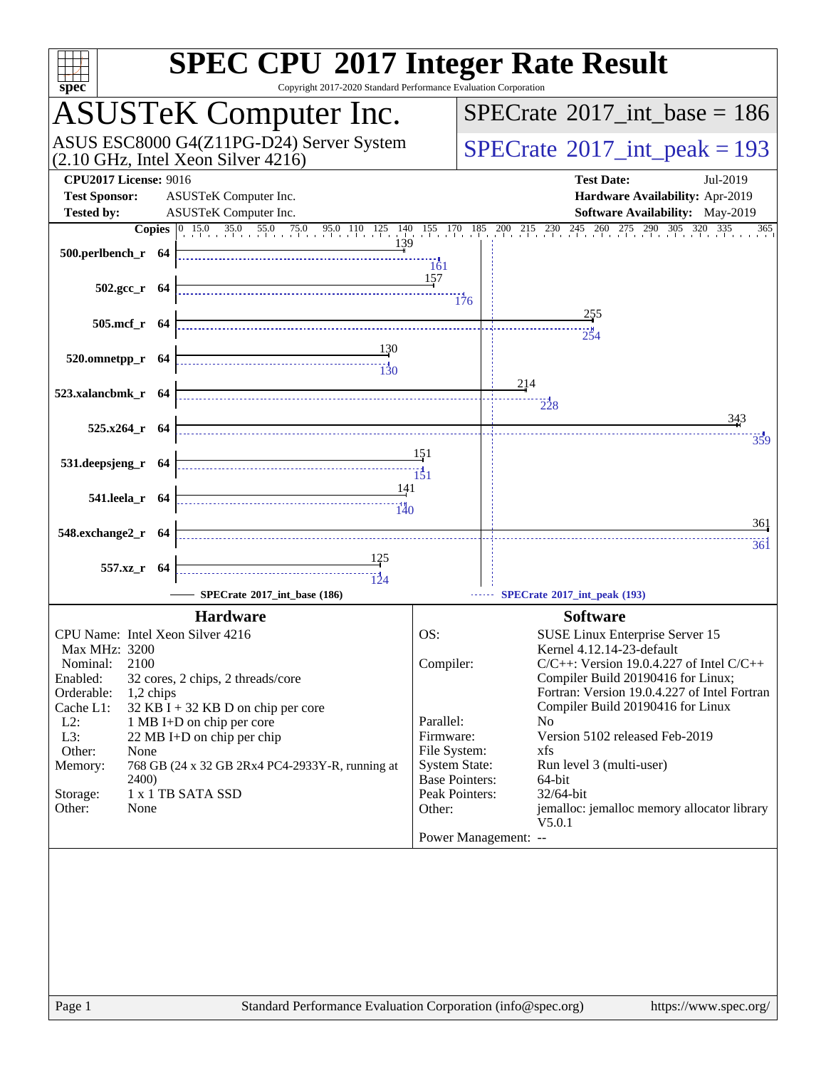# SPEC CPU 2017 Integer Rate Result

Copyright 2017-2020 Standard Performance Evaluation Corporation

## ASUSTeK Computer Inc.

ASUS ESC8000 G4(Z11PG-D24) Server System (2.10 GHz, Intel Xeon Silver 4216)

**SPECrate 2017_int_base = 186**

**SPECrate 2017_int_peak = 193**

| | | | |
|---|---|---|---|
| **CPU2017 License:** | 9016 | **Test Date:** | Jul-2019 |
| **Test Sponsor:** | ASUSTeK Computer Inc. | **Hardware Availability:** | Apr-2019 |
| **Tested by:** | ASUSTeK Computer Inc. | **Software Availability:** | May-2019 |

| Benchmark | Copies | SPECrate 2017_int_base (186) | SPECrate 2017_int_peak (193) |
|---|---|---|---|
| 500.perlbench_r | 64 | 139 | 161 |
| 502.gcc_r | 64 | 157 | 176 |
| 505.mcf_r | 64 | 255 | 254 |
| 520.omnetpp_r | 64 | 130 | 130 |
| 523.xalancbmk_r | 64 | 214 | 228 |
| 525.x264_r | 64 | 343 | 359 |
| 531.deepsjeng_r | 64 | 151 | 151 |
| 541.leela_r | 64 | 141 | 140 |
| 548.exchange2_r | 64 | 361 | 361 |
| 557.xz_r | 64 | 125 | 124 |

### Hardware

| | |
|---|---|
| CPU Name: | Intel Xeon Silver 4216 |
| Max MHz: | 3200 |
| Nominal: | 2100 |
| Enabled: | 32 cores, 2 chips, 2 threads/core |
| Orderable: | 1,2 chips |
| Cache L1: | 32 KB I + 32 KB D on chip per core |
| L2: | 1 MB I+D on chip per core |
| L3: | 22 MB I+D on chip per chip |
| Other: | None |
| Memory: | 768 GB (24 x 32 GB 2Rx4 PC4-2933Y-R, running at 2400) |
| Storage: | 1 x 1 TB SATA SSD |
| Other: | None |

### Software

| | |
|---|---|
| OS: | SUSE Linux Enterprise Server 15 Kernel 4.12.14-23-default |
| Compiler: | C/C++: Version 19.0.4.227 of Intel C/C++ Compiler Build 20190416 for Linux; Fortran: Version 19.0.4.227 of Intel Fortran Compiler Build 20190416 for Linux |
| Parallel: | No |
| Firmware: | Version 5102 released Feb-2019 |
| File System: | xfs |
| System State: | Run level 3 (multi-user) |
| Base Pointers: | 64-bit |
| Peak Pointers: | 32/64-bit |
| Other: | jemalloc: jemalloc memory allocator library V5.0.1 |
| Power Management: | -- |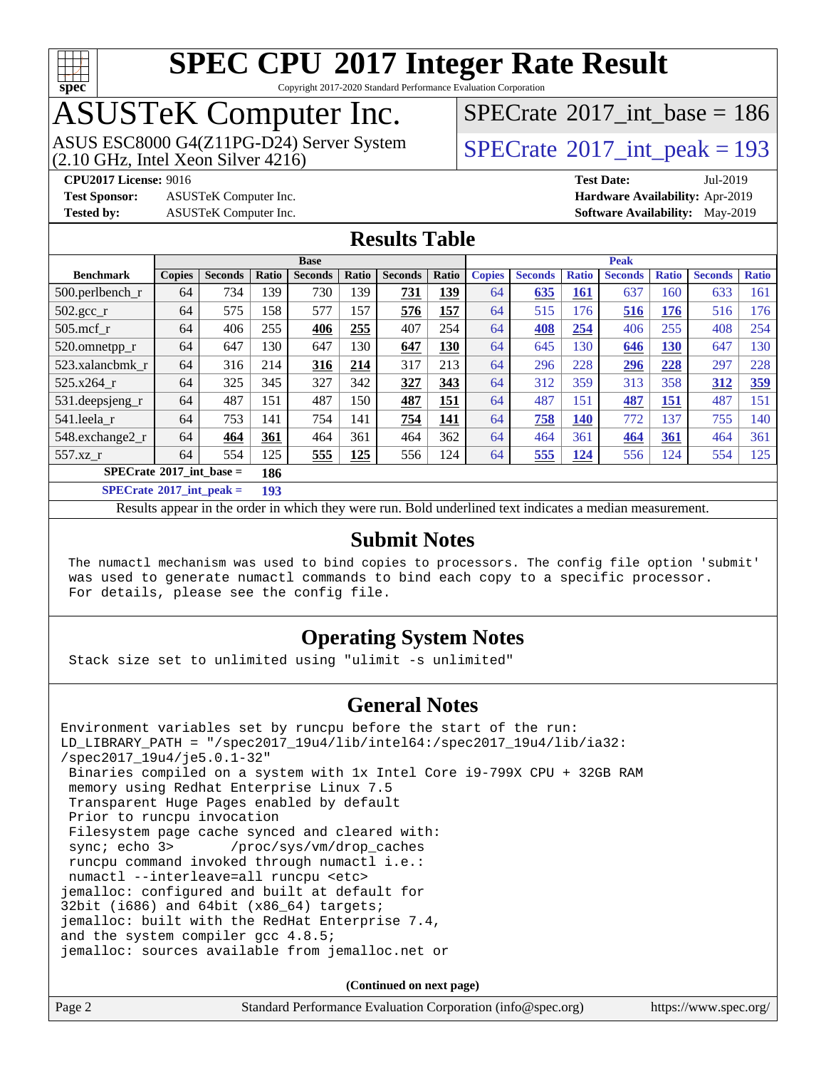# SPEC CPU 2017 Integer Rate Result

Copyright 2017-2020 Standard Performance Evaluation Corporation

## ASUSTeK Computer Inc.

ASUS ESC8000 G4(Z11PG-D24) Server System
(2.10 GHz, Intel Xeon Silver 4216)

SPECrate 2017_int_base = 186

SPECrate 2017_int_peak = 193

**CPU2017 License:** 9016
**Test Sponsor:** ASUSTeK Computer Inc.
**Tested by:** ASUSTeK Computer Inc.

**Test Date:** Jul-2019
**Hardware Availability:** Apr-2019
**Software Availability:** May-2019

## Results Table

| Benchmark | Base | | | | | | | Peak | | | | | | |
|---|---|---|---|---|---|---|---|---|---|---|---|---|---|---|
| | Copies | Seconds | Ratio | Seconds | Ratio | Seconds | Ratio | Copies | Seconds | Ratio | Seconds | Ratio | Seconds | Ratio |
| 500.perlbench_r | 64 | 734 | 139 | 730 | 139 | **731** | **139** | 64 | **635** | **161** | 637 | 160 | 633 | 161 |
| 502.gcc_r | 64 | 575 | 158 | 577 | 157 | **576** | **157** | 64 | 515 | 176 | **516** | **176** | 516 | 176 |
| 505.mcf_r | 64 | 406 | 255 | **406** | **255** | 407 | 254 | 64 | **408** | **254** | 406 | 255 | 408 | 254 |
| 520.omnetpp_r | 64 | 647 | 130 | 647 | 130 | **647** | **130** | 64 | 645 | 130 | **646** | **130** | 647 | 130 |
| 523.xalancbmk_r | 64 | 316 | 214 | **316** | **214** | 317 | 213 | 64 | 296 | 228 | **296** | **228** | 297 | 228 |
| 525.x264_r | 64 | 325 | 345 | 327 | 342 | **327** | **343** | 64 | 312 | 359 | 313 | 358 | **312** | **359** |
| 531.deepsjeng_r | 64 | 487 | 151 | 487 | 150 | **487** | **151** | 64 | 487 | 151 | **487** | **151** | 487 | 151 |
| 541.leela_r | 64 | 753 | 141 | 754 | 141 | **754** | **141** | 64 | **758** | **140** | 772 | 137 | 755 | 140 |
| 548.exchange2_r | 64 | **464** | **361** | 464 | 361 | 464 | 362 | 64 | 464 | 361 | **464** | **361** | 464 | 361 |
| 557.xz_r | 64 | 554 | 125 | **555** | **125** | 556 | 124 | 64 | **555** | **124** | 556 | 124 | 554 | 125 |

**SPECrate 2017_int_base = 186**

**SPECrate 2017_int_peak = 193**

Results appear in the order in which they were run. Bold underlined text indicates a median measurement.

## Submit Notes

```
The numactl mechanism was used to bind copies to processors. The config file option 'submit'
was used to generate numactl commands to bind each copy to a specific processor.
For details, please see the config file.
```

## Operating System Notes

```
Stack size set to unlimited using "ulimit -s unlimited"
```

## General Notes

```
Environment variables set by runcpu before the start of the run:
LD_LIBRARY_PATH = "/spec2017_19u4/lib/intel64:/spec2017_19u4/lib/ia32:
/spec2017_19u4/je5.0.1-32"
 Binaries compiled on a system with 1x Intel Core i9-799X CPU + 32GB RAM
 memory using Redhat Enterprise Linux 7.5
 Transparent Huge Pages enabled by default
 Prior to runcpu invocation
 Filesystem page cache synced and cleared with:
 sync; echo 3>       /proc/sys/vm/drop_caches
 runcpu command invoked through numactl i.e.:
 numactl --interleave=all runcpu <etc>
jemalloc: configured and built at default for
32bit (i686) and 64bit (x86_64) targets;
jemalloc: built with the RedHat Enterprise 7.4,
and the system compiler gcc 4.8.5;
jemalloc: sources available from jemalloc.net or
```

(Continued on next page)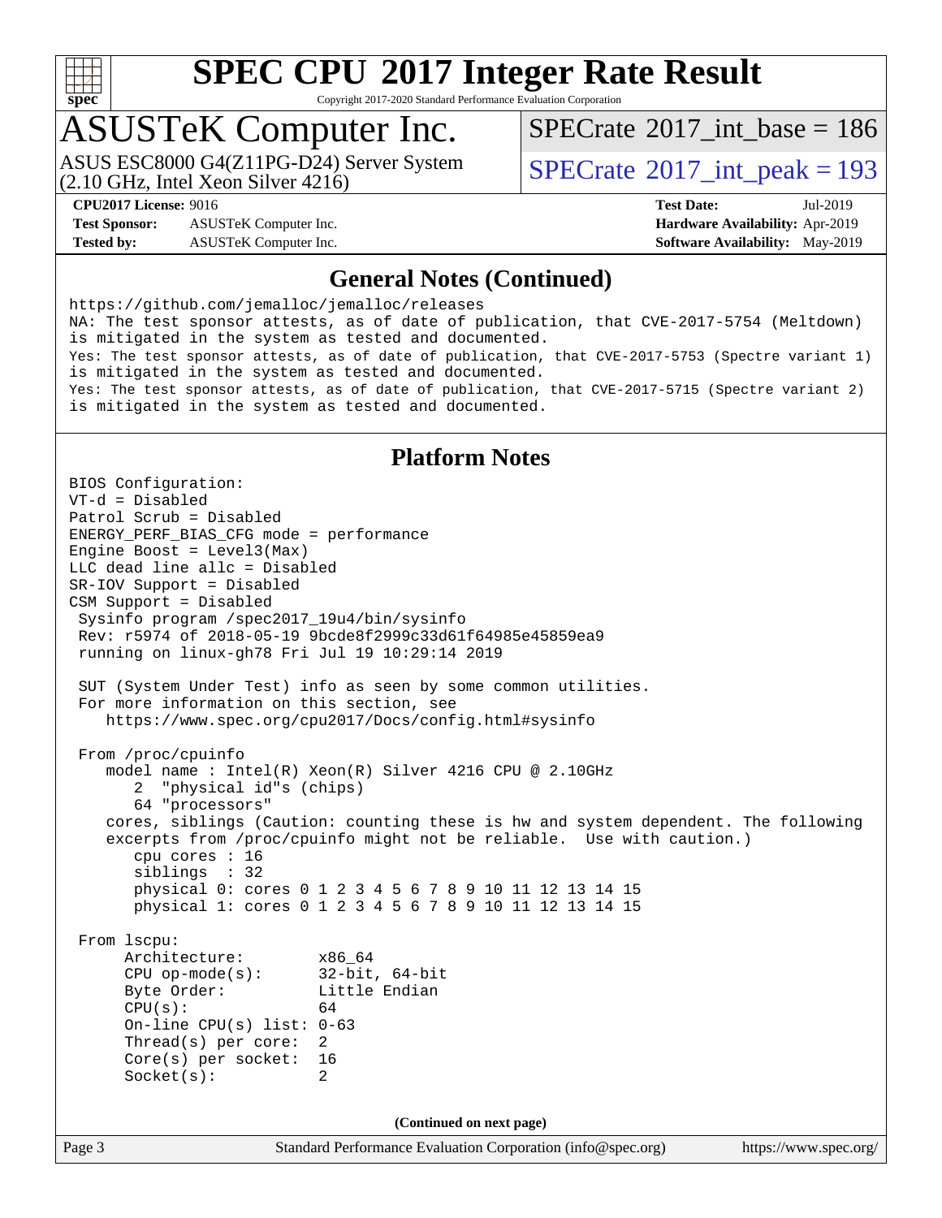## General Notes (Continued)

```
https://github.com/jemalloc/jemalloc/releases
NA: The test sponsor attests, as of date of publication, that CVE-2017-5754 (Meltdown)
is mitigated in the system as tested and documented.
Yes: The test sponsor attests, as of date of publication, that CVE-2017-5753 (Spectre variant 1)
is mitigated in the system as tested and documented.
Yes: The test sponsor attests, as of date of publication, that CVE-2017-5715 (Spectre variant 2)
is mitigated in the system as tested and documented.
```

## Platform Notes

```
BIOS Configuration:
VT-d = Disabled
Patrol Scrub = Disabled
ENERGY_PERF_BIAS_CFG mode = performance
Engine Boost = Level3(Max)
LLC dead line allc = Disabled
SR-IOV Support = Disabled
CSM Support = Disabled
 Sysinfo program /spec2017_19u4/bin/sysinfo
 Rev: r5974 of 2018-05-19 9bcde8f2999c33d61f64985e45859ea9
 running on linux-gh78 Fri Jul 19 10:29:14 2019

 SUT (System Under Test) info as seen by some common utilities.
 For more information on this section, see
    https://www.spec.org/cpu2017/Docs/config.html#sysinfo

 From /proc/cpuinfo
    model name : Intel(R) Xeon(R) Silver 4216 CPU @ 2.10GHz
       2  "physical id"s (chips)
       64 "processors"
    cores, siblings (Caution: counting these is hw and system dependent. The following
    excerpts from /proc/cpuinfo might not be reliable.  Use with caution.)
       cpu cores : 16
       siblings  : 32
       physical 0: cores 0 1 2 3 4 5 6 7 8 9 10 11 12 13 14 15
       physical 1: cores 0 1 2 3 4 5 6 7 8 9 10 11 12 13 14 15

 From lscpu:
      Architecture:        x86_64
      CPU op-mode(s):      32-bit, 64-bit
      Byte Order:          Little Endian
      CPU(s):              64
      On-line CPU(s) list: 0-63
      Thread(s) per core:  2
      Core(s) per socket:  16
      Socket(s):           2
```

(Continued on next page)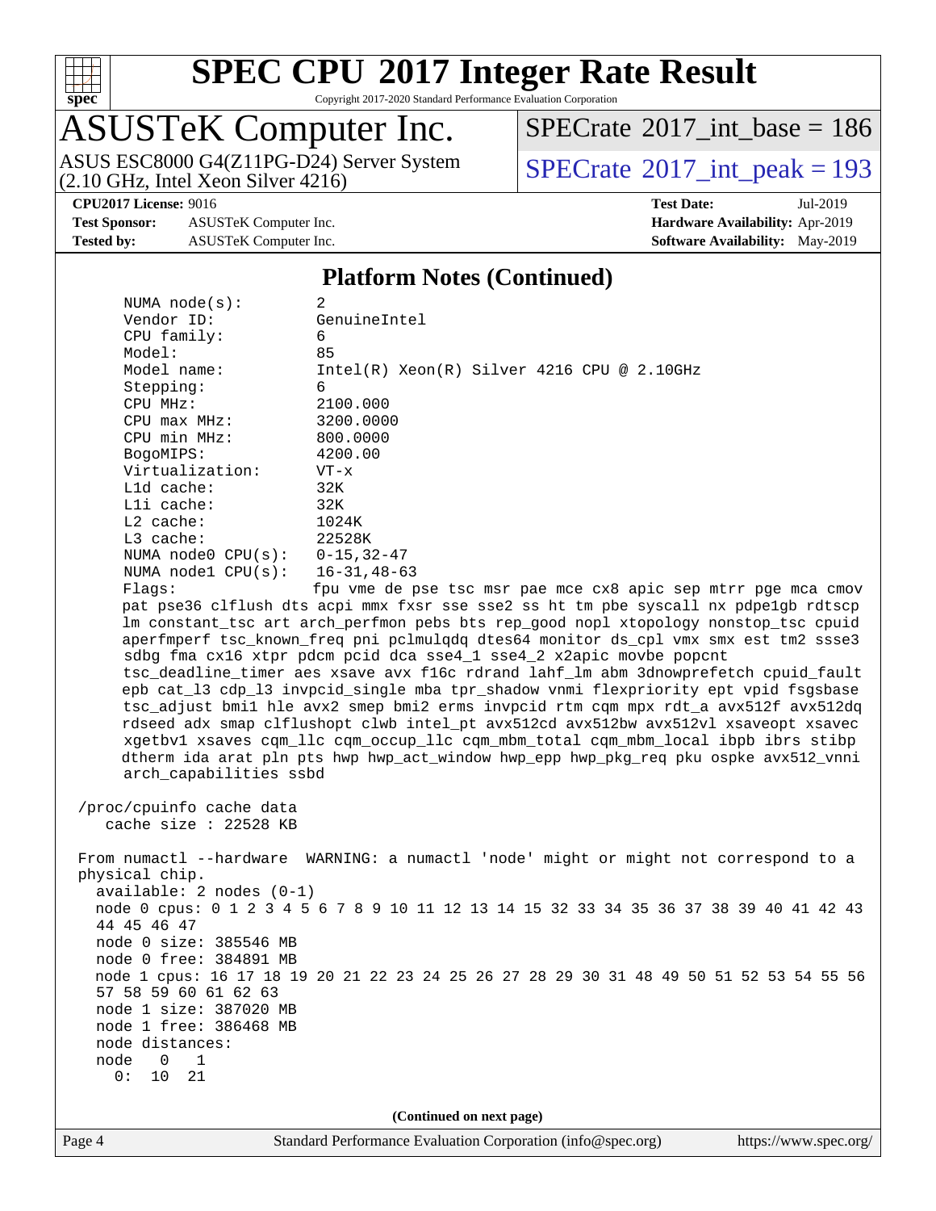# SPEC CPU 2017 Integer Rate Result

Copyright 2017-2020 Standard Performance Evaluation Corporation

## ASUSTeK Computer Inc.

ASUS ESC8000 G4(Z11PG-D24) Server System
(2.10 GHz, Intel Xeon Silver 4216)

SPECrate 2017_int_base = 186

SPECrate 2017_int_peak = 193

**CPU2017 License:** 9016
**Test Sponsor:** ASUSTeK Computer Inc.
**Tested by:** ASUSTeK Computer Inc.

**Test Date:** Jul-2019
**Hardware Availability:** Apr-2019
**Software Availability:** May-2019

### Platform Notes (Continued)

```
    NUMA node(s):        2
    Vendor ID:           GenuineIntel
    CPU family:          6
    Model:               85
    Model name:          Intel(R) Xeon(R) Silver 4216 CPU @ 2.10GHz
    Stepping:            6
    CPU MHz:             2100.000
    CPU max MHz:         3200.0000
    CPU min MHz:         800.0000
    BogoMIPS:            4200.00
    Virtualization:      VT-x
    L1d cache:           32K
    L1i cache:           32K
    L2 cache:            1024K
    L3 cache:            22528K
    NUMA node0 CPU(s):   0-15,32-47
    NUMA node1 CPU(s):   16-31,48-63
    Flags:               fpu vme de pse tsc msr pae mce cx8 apic sep mtrr pge mca cmov
    pat pse36 clflush dts acpi mmx fxsr sse sse2 ss ht tm pbe syscall nx pdpe1gb rdtscp
    lm constant_tsc art arch_perfmon pebs bts rep_good nopl xtopology nonstop_tsc cpuid
    aperfmperf tsc_known_freq pni pclmulqdq dtes64 monitor ds_cpl vmx smx est tm2 ssse3
    sdbg fma cx16 xtpr pdcm pcid dca sse4_1 sse4_2 x2apic movbe popcnt
    tsc_deadline_timer aes xsave avx f16c rdrand lahf_lm abm 3dnowprefetch cpuid_fault
    epb cat_l3 cdp_l3 invpcid_single mba tpr_shadow vnmi flexpriority ept vpid fsgsbase
    tsc_adjust bmi1 hle avx2 smep bmi2 erms invpcid rtm cqm mpx rdt_a avx512f avx512dq
    rdseed adx smap clflushopt clwb intel_pt avx512cd avx512bw avx512vl xsaveopt xsavec
    xgetbv1 xsaves cqm_llc cqm_occup_llc cqm_mbm_total cqm_mbm_local ibpb ibrs stibp
    dtherm ida arat pln pts hwp hwp_act_window hwp_epp hwp_pkg_req pku ospke avx512_vnni
    arch_capabilities ssbd

 /proc/cpuinfo cache data
    cache size : 22528 KB

 From numactl --hardware  WARNING: a numactl 'node' might or might not correspond to a
 physical chip.
   available: 2 nodes (0-1)
   node 0 cpus: 0 1 2 3 4 5 6 7 8 9 10 11 12 13 14 15 32 33 34 35 36 37 38 39 40 41 42 43
   44 45 46 47
   node 0 size: 385546 MB
   node 0 free: 384891 MB
   node 1 cpus: 16 17 18 19 20 21 22 23 24 25 26 27 28 29 30 31 48 49 50 51 52 53 54 55 56
   57 58 59 60 61 62 63
   node 1 size: 387020 MB
   node 1 free: 386468 MB
   node distances:
   node   0   1
     0:  10  21
```

**(Continued on next page)**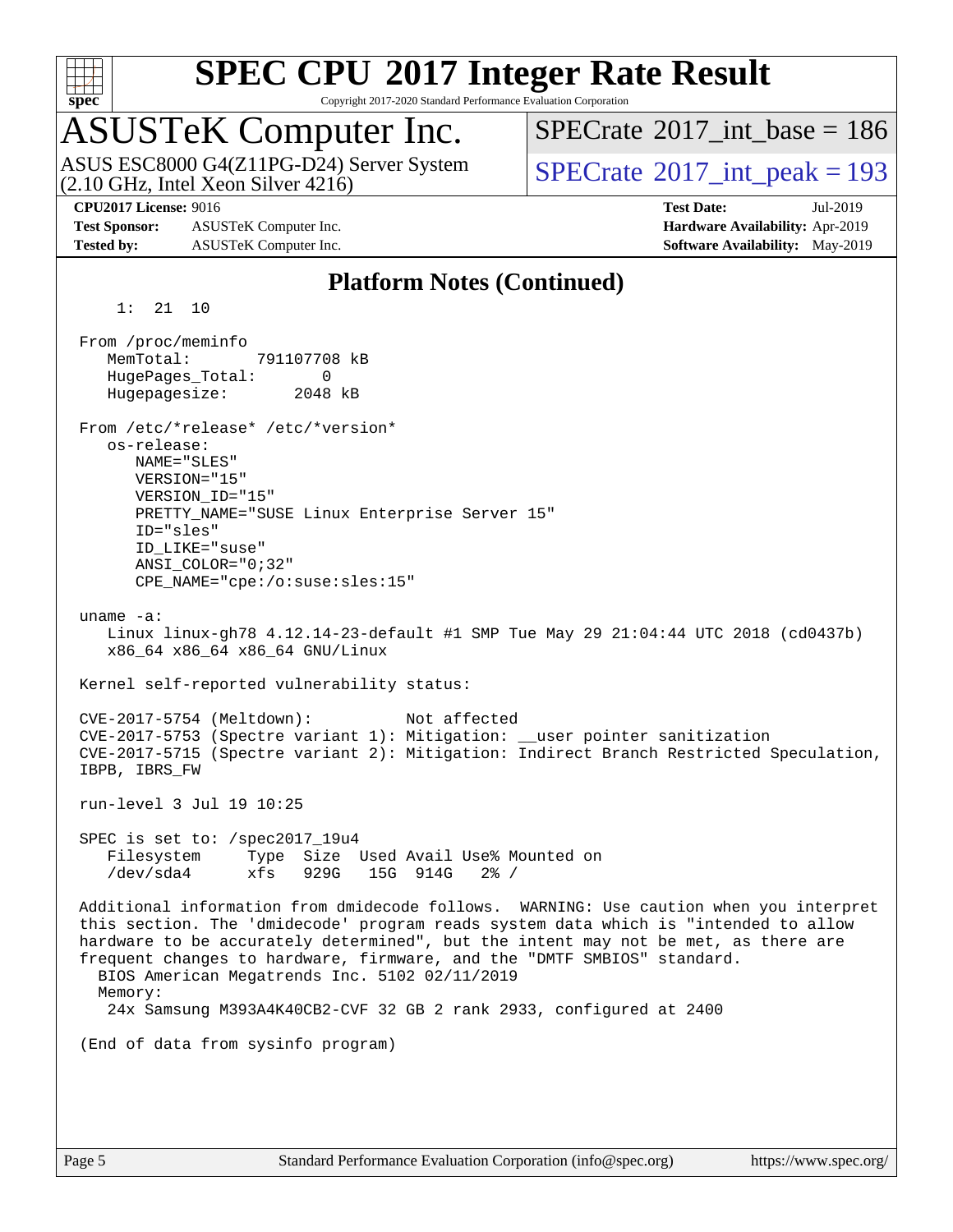## Platform Notes (Continued)

```
     1:  21  10

 From /proc/meminfo
    MemTotal:       791107708 kB
    HugePages_Total:       0
    Hugepagesize:       2048 kB

 From /etc/*release* /etc/*version*
    os-release:
       NAME="SLES"
       VERSION="15"
       VERSION_ID="15"
       PRETTY_NAME="SUSE Linux Enterprise Server 15"
       ID="sles"
       ID_LIKE="suse"
       ANSI_COLOR="0;32"
       CPE_NAME="cpe:/o:suse:sles:15"

 uname -a:
    Linux linux-gh78 4.12.14-23-default #1 SMP Tue May 29 21:04:44 UTC 2018 (cd0437b)
    x86_64 x86_64 x86_64 GNU/Linux

 Kernel self-reported vulnerability status:

 CVE-2017-5754 (Meltdown):          Not affected
 CVE-2017-5753 (Spectre variant 1): Mitigation: __user pointer sanitization
 CVE-2017-5715 (Spectre variant 2): Mitigation: Indirect Branch Restricted Speculation,
 IBPB, IBRS_FW

 run-level 3 Jul 19 10:25

 SPEC is set to: /spec2017_19u4
    Filesystem     Type  Size  Used Avail Use% Mounted on
    /dev/sda4      xfs   929G   15G  914G   2% /

 Additional information from dmidecode follows.  WARNING: Use caution when you interpret
 this section. The 'dmidecode' program reads system data which is "intended to allow
 hardware to be accurately determined", but the intent may not be met, as there are
 frequent changes to hardware, firmware, and the "DMTF SMBIOS" standard.
   BIOS American Megatrends Inc. 5102 02/11/2019
   Memory:
     24x Samsung M393A4K40CB2-CVF 32 GB 2 rank 2933, configured at 2400

 (End of data from sysinfo program)
```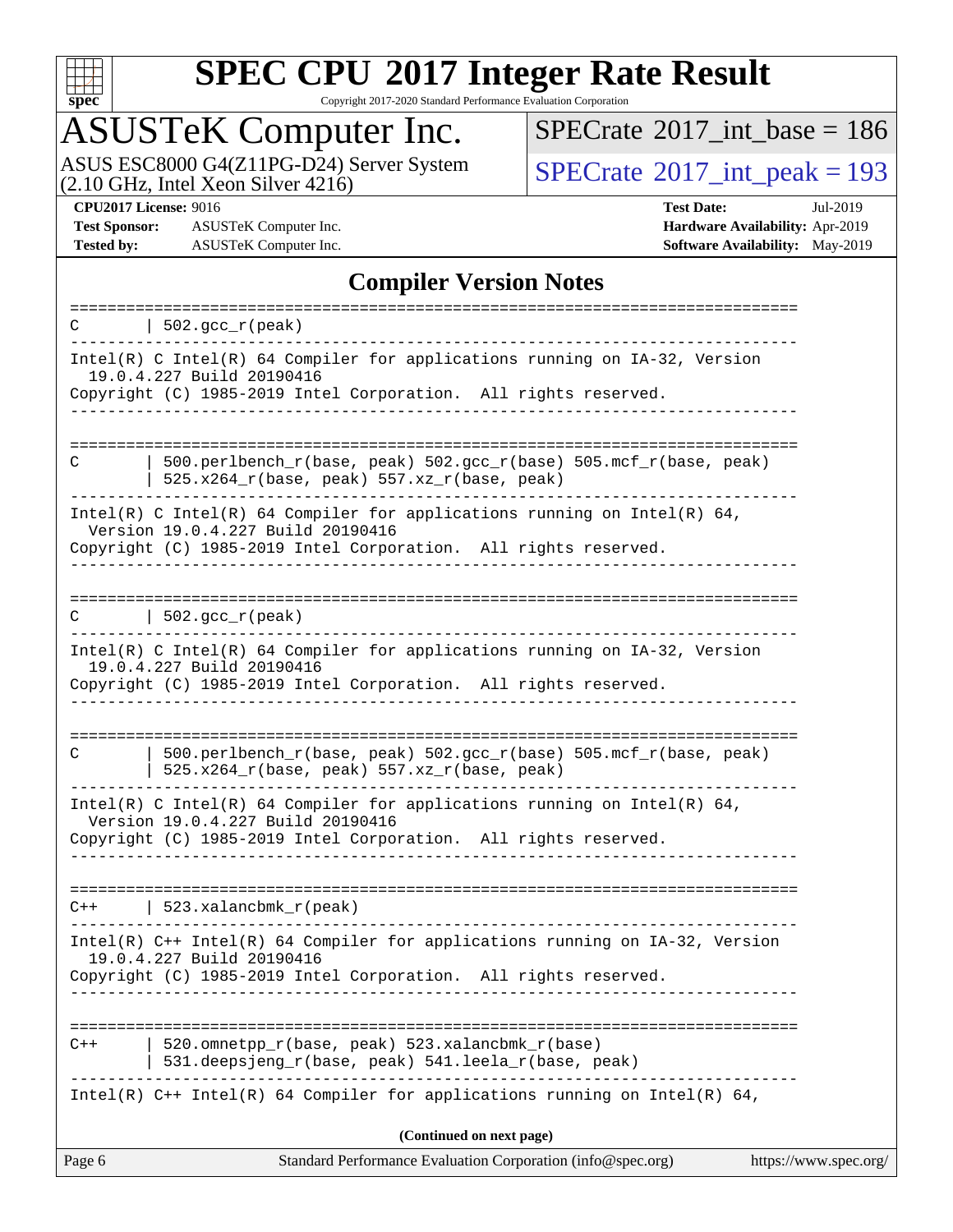## Compiler Version Notes

```
==============================================================================
C       | 502.gcc_r(peak)
------------------------------------------------------------------------------
Intel(R) C Intel(R) 64 Compiler for applications running on IA-32, Version
  19.0.4.227 Build 20190416
Copyright (C) 1985-2019 Intel Corporation.  All rights reserved.
------------------------------------------------------------------------------

==============================================================================
C       | 500.perlbench_r(base, peak) 502.gcc_r(base) 505.mcf_r(base, peak)
        | 525.x264_r(base, peak) 557.xz_r(base, peak)
------------------------------------------------------------------------------
Intel(R) C Intel(R) 64 Compiler for applications running on Intel(R) 64,
  Version 19.0.4.227 Build 20190416
Copyright (C) 1985-2019 Intel Corporation.  All rights reserved.
------------------------------------------------------------------------------

==============================================================================
C       | 502.gcc_r(peak)
------------------------------------------------------------------------------
Intel(R) C Intel(R) 64 Compiler for applications running on IA-32, Version
  19.0.4.227 Build 20190416
Copyright (C) 1985-2019 Intel Corporation.  All rights reserved.
------------------------------------------------------------------------------

==============================================================================
C       | 500.perlbench_r(base, peak) 502.gcc_r(base) 505.mcf_r(base, peak)
        | 525.x264_r(base, peak) 557.xz_r(base, peak)
------------------------------------------------------------------------------
Intel(R) C Intel(R) 64 Compiler for applications running on Intel(R) 64,
  Version 19.0.4.227 Build 20190416
Copyright (C) 1985-2019 Intel Corporation.  All rights reserved.
------------------------------------------------------------------------------

==============================================================================
C++     | 523.xalancbmk_r(peak)
------------------------------------------------------------------------------
Intel(R) C++ Intel(R) 64 Compiler for applications running on IA-32, Version
  19.0.4.227 Build 20190416
Copyright (C) 1985-2019 Intel Corporation.  All rights reserved.
------------------------------------------------------------------------------

==============================================================================
C++     | 520.omnetpp_r(base, peak) 523.xalancbmk_r(base)
        | 531.deepsjeng_r(base, peak) 541.leela_r(base, peak)
------------------------------------------------------------------------------
Intel(R) C++ Intel(R) 64 Compiler for applications running on Intel(R) 64,
```

**(Continued on next page)**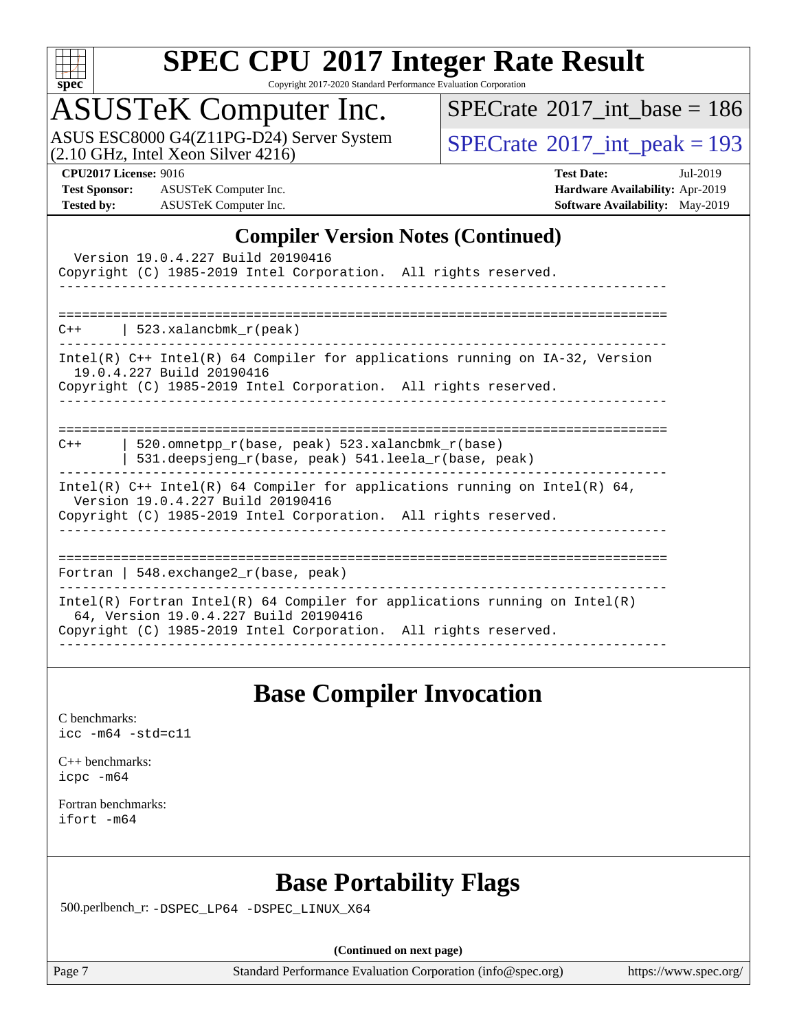## Compiler Version Notes (Continued)

```
  Version 19.0.4.227 Build 20190416
Copyright (C) 1985-2019 Intel Corporation.  All rights reserved.
------------------------------------------------------------------------------

==============================================================================
C++     | 523.xalancbmk_r(peak)
------------------------------------------------------------------------------
Intel(R) C++ Intel(R) 64 Compiler for applications running on IA-32, Version
  19.0.4.227 Build 20190416
Copyright (C) 1985-2019 Intel Corporation.  All rights reserved.
------------------------------------------------------------------------------

==============================================================================
C++     | 520.omnetpp_r(base, peak) 523.xalancbmk_r(base)
        | 531.deepsjeng_r(base, peak) 541.leela_r(base, peak)
------------------------------------------------------------------------------
Intel(R) C++ Intel(R) 64 Compiler for applications running on Intel(R) 64,
  Version 19.0.4.227 Build 20190416
Copyright (C) 1985-2019 Intel Corporation.  All rights reserved.
------------------------------------------------------------------------------

==============================================================================
Fortran | 548.exchange2_r(base, peak)
------------------------------------------------------------------------------
Intel(R) Fortran Intel(R) 64 Compiler for applications running on Intel(R)
  64, Version 19.0.4.227 Build 20190416
Copyright (C) 1985-2019 Intel Corporation.  All rights reserved.
------------------------------------------------------------------------------
```

## Base Compiler Invocation

C benchmarks:
icc -m64 -std=c11

C++ benchmarks:
icpc -m64

Fortran benchmarks:
ifort -m64

## Base Portability Flags

500.perlbench_r: -DSPEC_LP64 -DSPEC_LINUX_X64

**(Continued on next page)**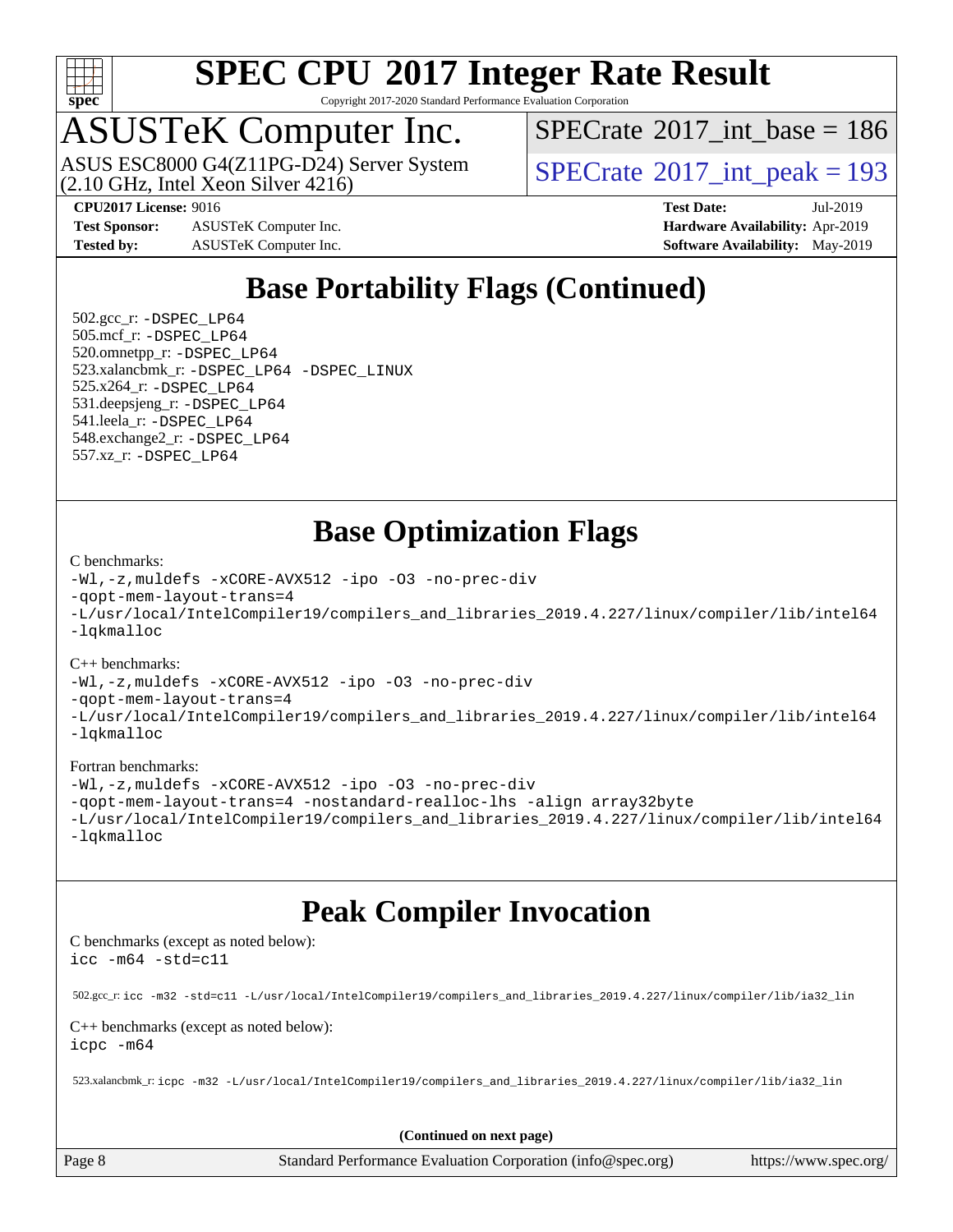## Base Portability Flags (Continued)

502.gcc_r: -DSPEC_LP64
505.mcf_r: -DSPEC_LP64
520.omnetpp_r: -DSPEC_LP64
523.xalancbmk_r: -DSPEC_LP64 -DSPEC_LINUX
525.x264_r: -DSPEC_LP64
531.deepsjeng_r: -DSPEC_LP64
541.leela_r: -DSPEC_LP64
548.exchange2_r: -DSPEC_LP64
557.xz_r: -DSPEC_LP64

## Base Optimization Flags

C benchmarks:

```
-Wl,-z,muldefs -xCORE-AVX512 -ipo -O3 -no-prec-div
-qopt-mem-layout-trans=4
-L/usr/local/IntelCompiler19/compilers_and_libraries_2019.4.227/linux/compiler/lib/intel64
-lqkmalloc
```

C++ benchmarks:

```
-Wl,-z,muldefs -xCORE-AVX512 -ipo -O3 -no-prec-div
-qopt-mem-layout-trans=4
-L/usr/local/IntelCompiler19/compilers_and_libraries_2019.4.227/linux/compiler/lib/intel64
-lqkmalloc
```

Fortran benchmarks:

```
-Wl,-z,muldefs -xCORE-AVX512 -ipo -O3 -no-prec-div
-qopt-mem-layout-trans=4 -nostandard-realloc-lhs -align array32byte
-L/usr/local/IntelCompiler19/compilers_and_libraries_2019.4.227/linux/compiler/lib/intel64
-lqkmalloc
```

## Peak Compiler Invocation

C benchmarks (except as noted below):

```
icc -m64 -std=c11
```

502.gcc_r: icc -m32 -std=c11 -L/usr/local/IntelCompiler19/compilers_and_libraries_2019.4.227/linux/compiler/lib/ia32_lin

C++ benchmarks (except as noted below):

```
icpc -m64
```

523.xalancbmk_r: icpc -m32 -L/usr/local/IntelCompiler19/compilers_and_libraries_2019.4.227/linux/compiler/lib/ia32_lin

**(Continued on next page)**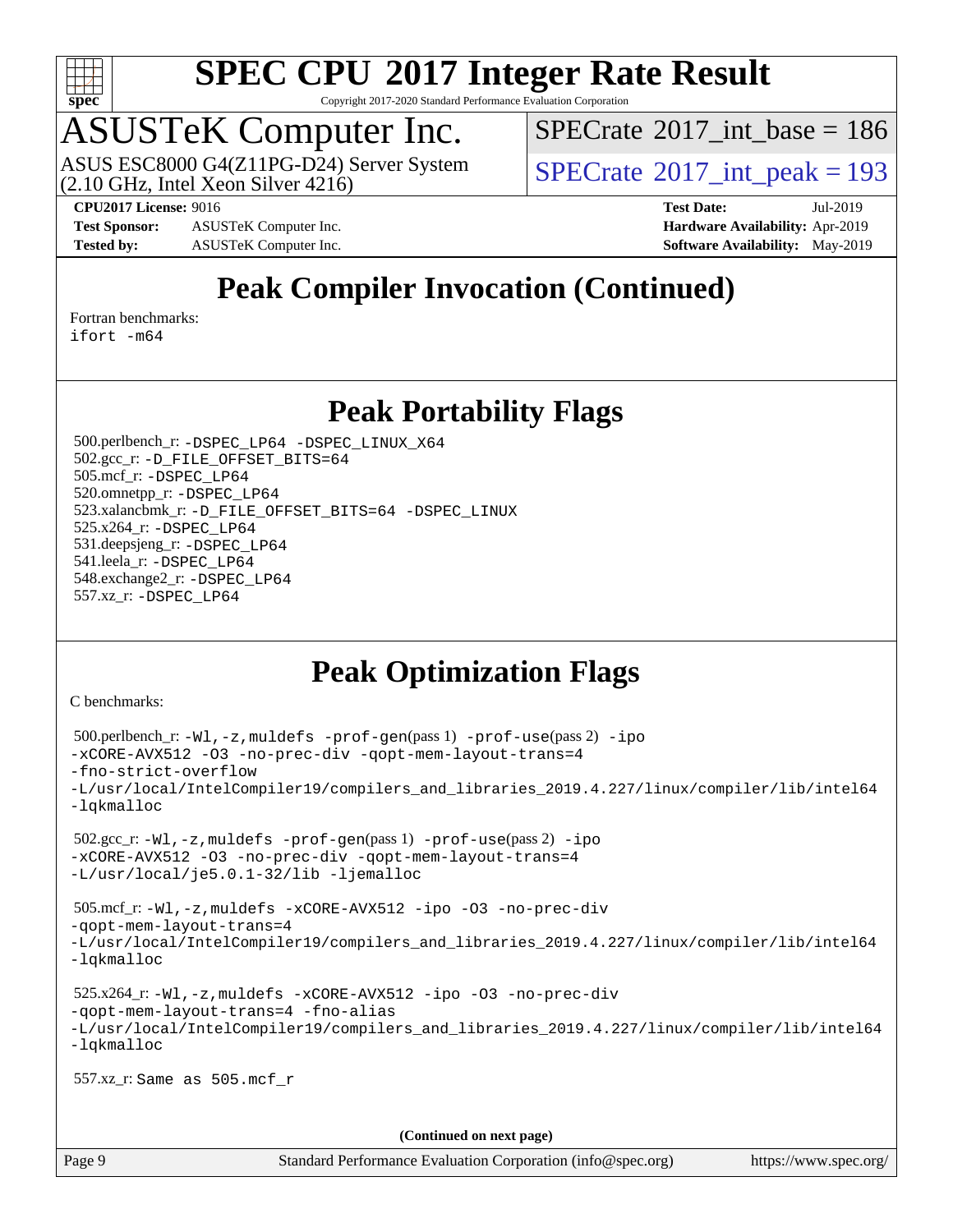# SPEC CPU 2017 Integer Rate Result

Copyright 2017-2020 Standard Performance Evaluation Corporation

## ASUSTeK Computer Inc.

ASUS ESC8000 G4(Z11PG-D24) Server System (2.10 GHz, Intel Xeon Silver 4216)

SPECrate 2017_int_base = 186

SPECrate 2017_int_peak = 193

**CPU2017 License:** 9016
**Test Sponsor:** ASUSTeK Computer Inc.
**Tested by:** ASUSTeK Computer Inc.

**Test Date:** Jul-2019
**Hardware Availability:** Apr-2019
**Software Availability:** May-2019

## Peak Compiler Invocation (Continued)

Fortran benchmarks:

```
ifort -m64
```

## Peak Portability Flags

500.perlbench_r: `-DSPEC_LP64 -DSPEC_LINUX_X64`
502.gcc_r: `-D_FILE_OFFSET_BITS=64`
505.mcf_r: `-DSPEC_LP64`
520.omnetpp_r: `-DSPEC_LP64`
523.xalancbmk_r: `-D_FILE_OFFSET_BITS=64 -DSPEC_LINUX`
525.x264_r: `-DSPEC_LP64`
531.deepsjeng_r: `-DSPEC_LP64`
541.leela_r: `-DSPEC_LP64`
548.exchange2_r: `-DSPEC_LP64`
557.xz_r: `-DSPEC_LP64`

## Peak Optimization Flags

C benchmarks:

500.perlbench_r: `-Wl,-z,muldefs -prof-gen`(pass 1) `-prof-use`(pass 2) `-ipo -xCORE-AVX512 -O3 -no-prec-div -qopt-mem-layout-trans=4 -fno-strict-overflow -L/usr/local/IntelCompiler19/compilers_and_libraries_2019.4.227/linux/compiler/lib/intel64 -lqkmalloc`

502.gcc_r: `-Wl,-z,muldefs -prof-gen`(pass 1) `-prof-use`(pass 2) `-ipo -xCORE-AVX512 -O3 -no-prec-div -qopt-mem-layout-trans=4 -L/usr/local/je5.0.1-32/lib -ljemalloc`

505.mcf_r: `-Wl,-z,muldefs -xCORE-AVX512 -ipo -O3 -no-prec-div -qopt-mem-layout-trans=4 -L/usr/local/IntelCompiler19/compilers_and_libraries_2019.4.227/linux/compiler/lib/intel64 -lqkmalloc`

525.x264_r: `-Wl,-z,muldefs -xCORE-AVX512 -ipo -O3 -no-prec-div -qopt-mem-layout-trans=4 -fno-alias -L/usr/local/IntelCompiler19/compilers_and_libraries_2019.4.227/linux/compiler/lib/intel64 -lqkmalloc`

557.xz_r: Same as 505.mcf_r

**(Continued on next page)**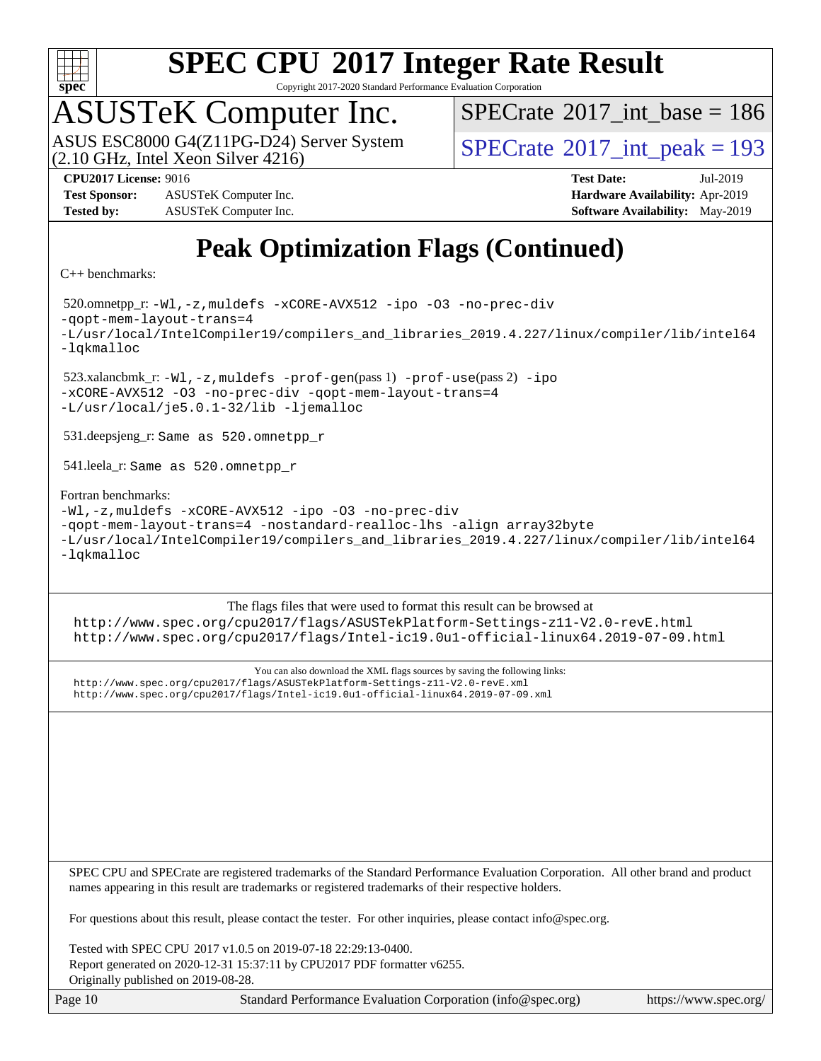# Peak Optimization Flags (Continued)

C++ benchmarks:

520.omnetpp_r: -Wl,-z,muldefs -xCORE-AVX512 -ipo -O3 -no-prec-div
-qopt-mem-layout-trans=4
-L/usr/local/IntelCompiler19/compilers_and_libraries_2019.4.227/linux/compiler/lib/intel64
-lqkmalloc

523.xalancbmk_r: -Wl,-z,muldefs -prof-gen(pass 1) -prof-use(pass 2) -ipo
-xCORE-AVX512 -O3 -no-prec-div -qopt-mem-layout-trans=4
-L/usr/local/je5.0.1-32/lib -ljemalloc

531.deepsjeng_r: Same as 520.omnetpp_r

541.leela_r: Same as 520.omnetpp_r

Fortran benchmarks:

-Wl,-z,muldefs -xCORE-AVX512 -ipo -O3 -no-prec-div
-qopt-mem-layout-trans=4 -nostandard-realloc-lhs -align array32byte
-L/usr/local/IntelCompiler19/compilers_and_libraries_2019.4.227/linux/compiler/lib/intel64
-lqkmalloc

The flags files that were used to format this result can be browsed at
http://www.spec.org/cpu2017/flags/ASUSTekPlatform-Settings-z11-V2.0-revE.html
http://www.spec.org/cpu2017/flags/Intel-ic19.0u1-official-linux64.2019-07-09.html

You can also download the XML flags sources by saving the following links:
http://www.spec.org/cpu2017/flags/ASUSTekPlatform-Settings-z11-V2.0-revE.xml
http://www.spec.org/cpu2017/flags/Intel-ic19.0u1-official-linux64.2019-07-09.xml

SPEC CPU and SPECrate are registered trademarks of the Standard Performance Evaluation Corporation. All other brand and product names appearing in this result are trademarks or registered trademarks of their respective holders.

For questions about this result, please contact the tester. For other inquiries, please contact info@spec.org.

Tested with SPEC CPU 2017 v1.0.5 on 2019-07-18 22:29:13-0400.
Report generated on 2020-12-31 15:37:11 by CPU2017 PDF formatter v6255.
Originally published on 2019-08-28.